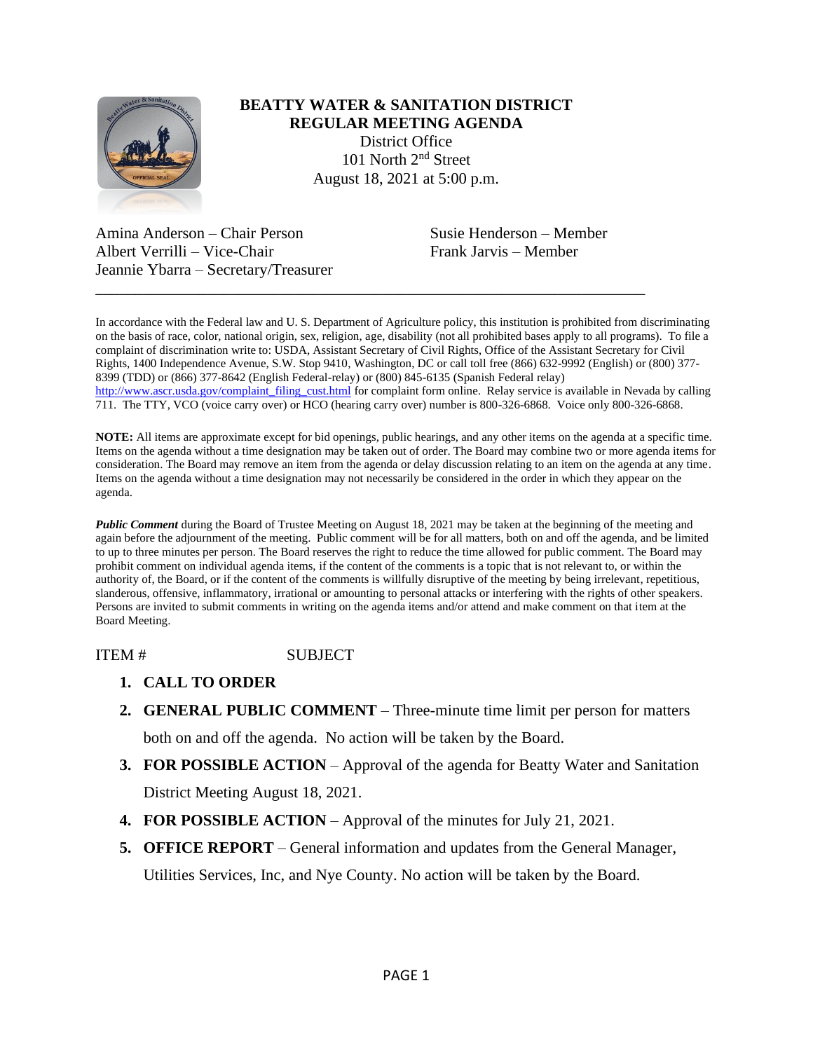# BEATTY WATER & SANITATION DISTRICT
## REGULAR MEETING AGENDA

District Office
101 North 2nd Street
August 18, 2021 at 5:00 p.m.

Amina Anderson – Chair Person
Albert Verrilli – Vice-Chair
Jeannie Ybarra – Secretary/Treasurer
Susie Henderson – Member
Frank Jarvis – Member

---

In accordance with the Federal law and U. S. Department of Agriculture policy, this institution is prohibited from discriminating on the basis of race, color, national origin, sex, religion, age, disability (not all prohibited bases apply to all programs). To file a complaint of discrimination write to: USDA, Assistant Secretary of Civil Rights, Office of the Assistant Secretary for Civil Rights, 1400 Independence Avenue, S.W. Stop 9410, Washington, DC or call toll free (866) 632-9992 (English) or (800) 377-8399 (TDD) or (866) 377-8642 (English Federal-relay) or (800) 845-6135 (Spanish Federal relay) http://www.ascr.usda.gov/complaint_filing_cust.html for complaint form online. Relay service is available in Nevada by calling 711. The TTY, VCO (voice carry over) or HCO (hearing carry over) number is 800-326-6868. Voice only 800-326-6868.

**NOTE:** All items are approximate except for bid openings, public hearings, and any other items on the agenda at a specific time. Items on the agenda without a time designation may be taken out of order. The Board may combine two or more agenda items for consideration. The Board may remove an item from the agenda or delay discussion relating to an item on the agenda at any time. Items on the agenda without a time designation may not necessarily be considered in the order in which they appear on the agenda.

***Public Comment*** during the Board of Trustee Meeting on August 18, 2021 may be taken at the beginning of the meeting and again before the adjournment of the meeting. Public comment will be for all matters, both on and off the agenda, and be limited to up to three minutes per person. The Board reserves the right to reduce the time allowed for public comment. The Board may prohibit comment on individual agenda items, if the content of the comments is a topic that is not relevant to, or within the authority of, the Board, or if the content of the comments is willfully disruptive of the meeting by being irrelevant, repetitious, slanderous, offensive, inflammatory, irrational or amounting to personal attacks or interfering with the rights of other speakers. Persons are invited to submit comments in writing on the agenda items and/or attend and make comment on that item at the Board Meeting.

ITEM # SUBJECT

1. **CALL TO ORDER**
2. **GENERAL PUBLIC COMMENT** – Three-minute time limit per person for matters both on and off the agenda. No action will be taken by the Board.
3. **FOR POSSIBLE ACTION** – Approval of the agenda for Beatty Water and Sanitation District Meeting August 18, 2021.
4. **FOR POSSIBLE ACTION** – Approval of the minutes for July 21, 2021.
5. **OFFICE REPORT** – General information and updates from the General Manager, Utilities Services, Inc, and Nye County. No action will be taken by the Board.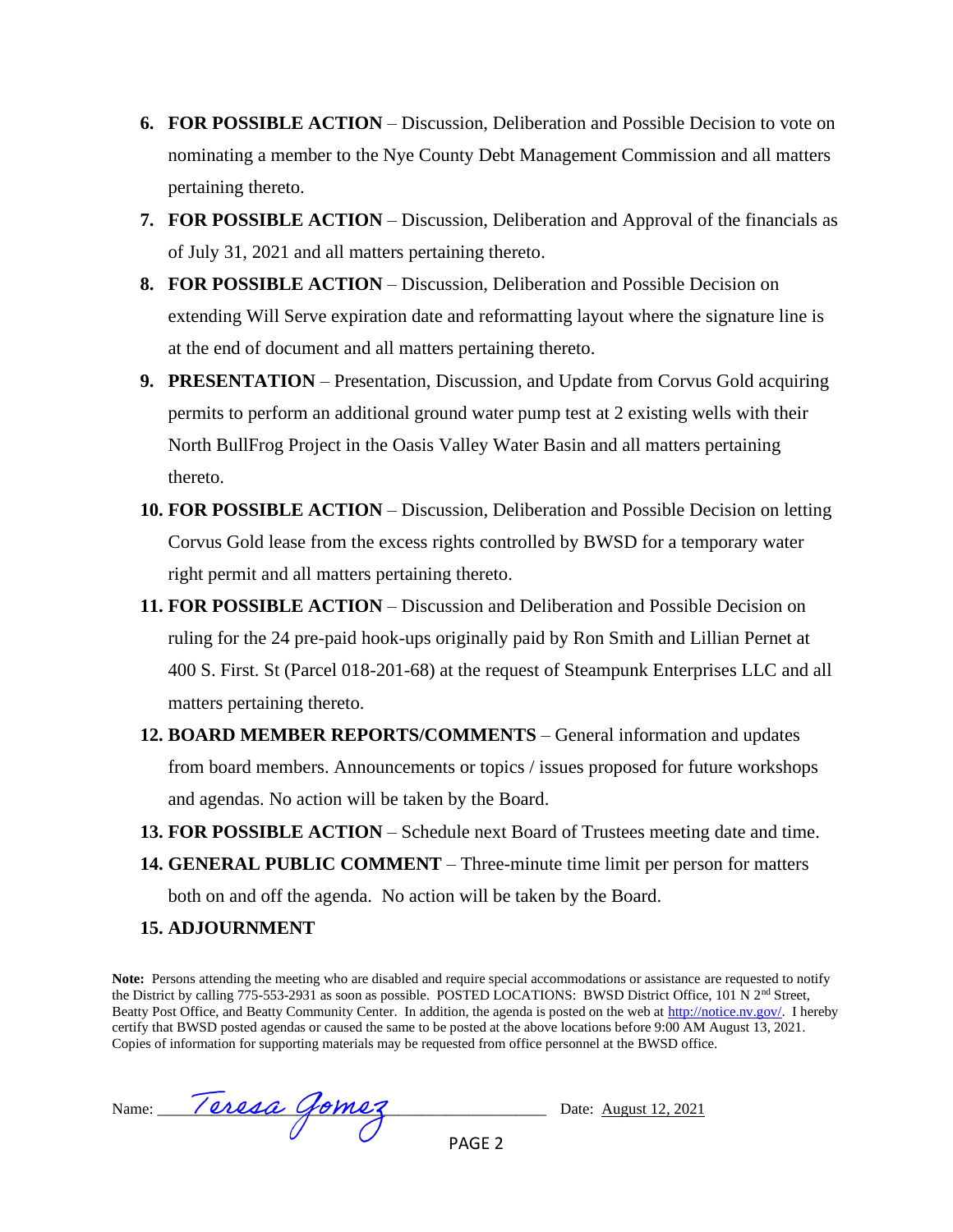6. **FOR POSSIBLE ACTION** – Discussion, Deliberation and Possible Decision to vote on nominating a member to the Nye County Debt Management Commission and all matters pertaining thereto.
7. **FOR POSSIBLE ACTION** – Discussion, Deliberation and Approval of the financials as of July 31, 2021 and all matters pertaining thereto.
8. **FOR POSSIBLE ACTION** – Discussion, Deliberation and Possible Decision on extending Will Serve expiration date and reformatting layout where the signature line is at the end of document and all matters pertaining thereto.
9. **PRESENTATION** – Presentation, Discussion, and Update from Corvus Gold acquiring permits to perform an additional ground water pump test at 2 existing wells with their North BullFrog Project in the Oasis Valley Water Basin and all matters pertaining thereto.
10. **FOR POSSIBLE ACTION** – Discussion, Deliberation and Possible Decision on letting Corvus Gold lease from the excess rights controlled by BWSD for a temporary water right permit and all matters pertaining thereto.
11. **FOR POSSIBLE ACTION** – Discussion and Deliberation and Possible Decision on ruling for the 24 pre-paid hook-ups originally paid by Ron Smith and Lillian Pernet at 400 S. First. St (Parcel 018-201-68) at the request of Steampunk Enterprises LLC and all matters pertaining thereto.
12. **BOARD MEMBER REPORTS/COMMENTS** – General information and updates from board members. Announcements or topics / issues proposed for future workshops and agendas. No action will be taken by the Board.
13. **FOR POSSIBLE ACTION** – Schedule next Board of Trustees meeting date and time.
14. **GENERAL PUBLIC COMMENT** – Three-minute time limit per person for matters both on and off the agenda. No action will be taken by the Board.
15. **ADJOURNMENT**

**Note:** Persons attending the meeting who are disabled and require special accommodations or assistance are requested to notify the District by calling 775-553-2931 as soon as possible. POSTED LOCATIONS: BWSD District Office, 101 N 2nd Street, Beatty Post Office, and Beatty Community Center. In addition, the agenda is posted on the web at http://notice.nv.gov/. I hereby certify that BWSD posted agendas or caused the same to be posted at the above locations before 9:00 AM August 13, 2021. Copies of information for supporting materials may be requested from office personnel at the BWSD office.

Name: Teresa Gomez Date: August 12, 2021